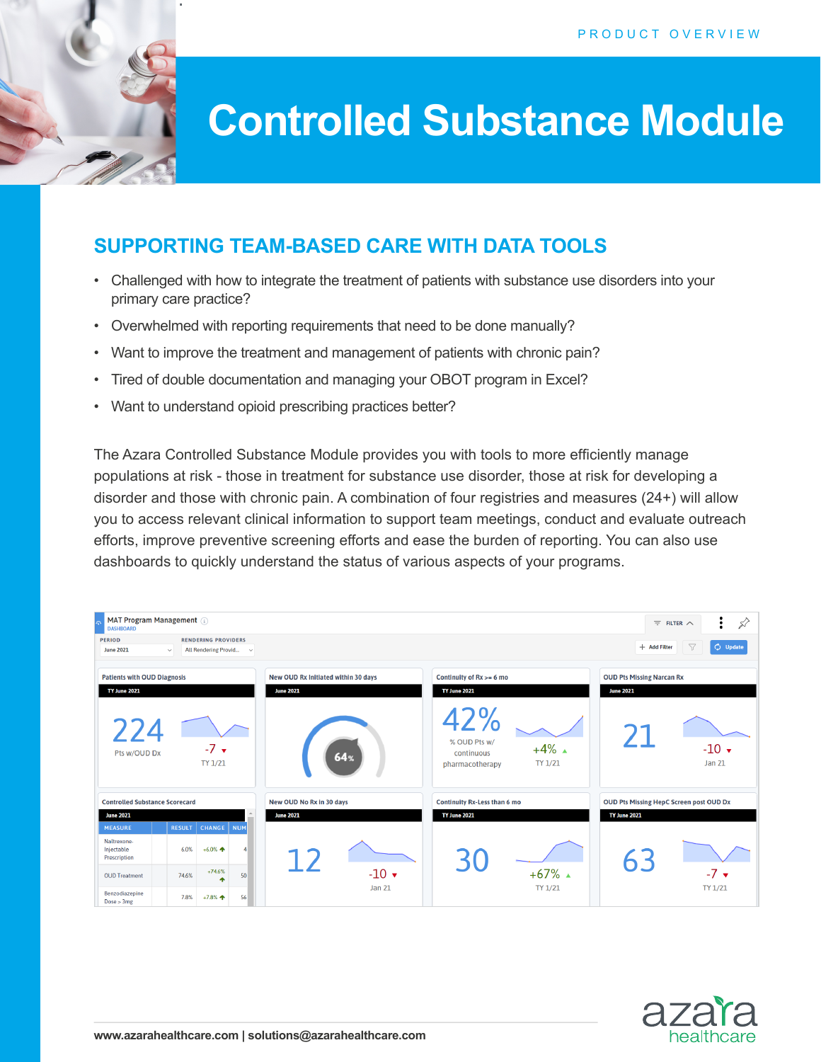PRODUCT OVERVIEW

# Controlled Substance Module

## SUPPORTING TEAM-BASED CARE WITH DATA TOOLS

- Challenged with how to integrate the treatment of patients with substance use disorders into your primary care practice?
- Overwhelmed with reporting requirements that need to be done manually?
- Want to improve the treatment and management of patients with chronic pain?
- Tired of double documentation and managing your OBOT program in Excel?
- Want to understand opioid prescribing practices better?

The Azara Controlled Substance Module provides you with tools to more efficiently manage populations at risk - those in treatment for substance use disorder, those at risk for developing a disorder and those with chronic pain. A combination of four registries and measures (24+) will allow you to access relevant clinical information to support team meetings, conduct and evaluate outreach efforts, improve preventive screening efforts and ease the burden of reporting. You can also use dashboards to quickly understand the status of various aspects of your programs.

www.azarahealthcare.com | solutions@azarahealthcare.com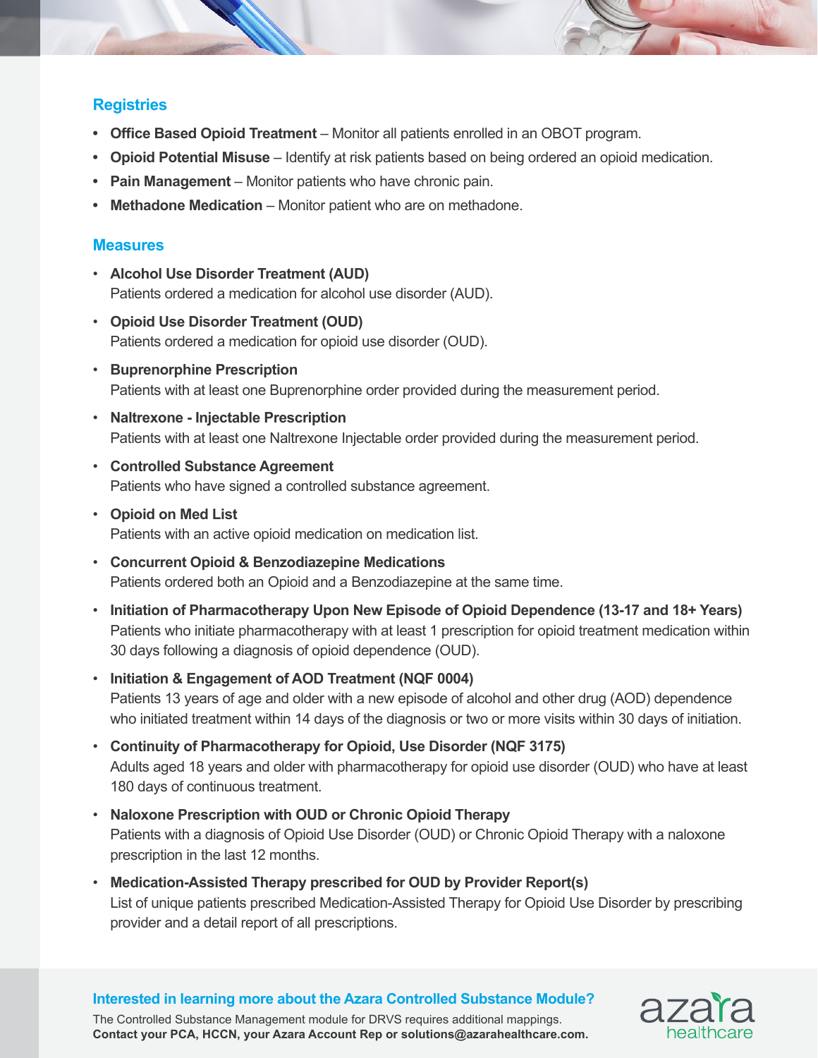## Registries

- **Office Based Opioid Treatment** – Monitor all patients enrolled in an OBOT program.
- **Opioid Potential Misuse** – Identify at risk patients based on being ordered an opioid medication.
- **Pain Management** – Monitor patients who have chronic pain.
- **Methadone Medication** – Monitor patient who are on methadone.

## Measures

- **Alcohol Use Disorder Treatment (AUD)**
  Patients ordered a medication for alcohol use disorder (AUD).
- **Opioid Use Disorder Treatment (OUD)**
  Patients ordered a medication for opioid use disorder (OUD).
- **Buprenorphine Prescription**
  Patients with at least one Buprenorphine order provided during the measurement period.
- **Naltrexone - Injectable Prescription**
  Patients with at least one Naltrexone Injectable order provided during the measurement period.
- **Controlled Substance Agreement**
  Patients who have signed a controlled substance agreement.
- **Opioid on Med List**
  Patients with an active opioid medication on medication list.
- **Concurrent Opioid & Benzodiazepine Medications**
  Patients ordered both an Opioid and a Benzodiazepine at the same time.
- **Initiation of Pharmacotherapy Upon New Episode of Opioid Dependence (13-17 and 18+ Years)**
  Patients who initiate pharmacotherapy with at least 1 prescription for opioid treatment medication within 30 days following a diagnosis of opioid dependence (OUD).
- **Initiation & Engagement of AOD Treatment (NQF 0004)**
  Patients 13 years of age and older with a new episode of alcohol and other drug (AOD) dependence who initiated treatment within 14 days of the diagnosis or two or more visits within 30 days of initiation.
- **Continuity of Pharmacotherapy for Opioid, Use Disorder (NQF 3175)**
  Adults aged 18 years and older with pharmacotherapy for opioid use disorder (OUD) who have at least 180 days of continuous treatment.
- **Naloxone Prescription with OUD or Chronic Opioid Therapy**
  Patients with a diagnosis of Opioid Use Disorder (OUD) or Chronic Opioid Therapy with a naloxone prescription in the last 12 months.
- **Medication-Assisted Therapy prescribed for OUD by Provider Report(s)**
  List of unique patients prescribed Medication-Assisted Therapy for Opioid Use Disorder by prescribing provider and a detail report of all prescriptions.

**Interested in learning more about the Azara Controlled Substance Module?**

The Controlled Substance Management module for DRVS requires additional mappings.
**Contact your PCA, HCCN, your Azara Account Rep or solutions@azarahealthcare.com.**

azara healthcare